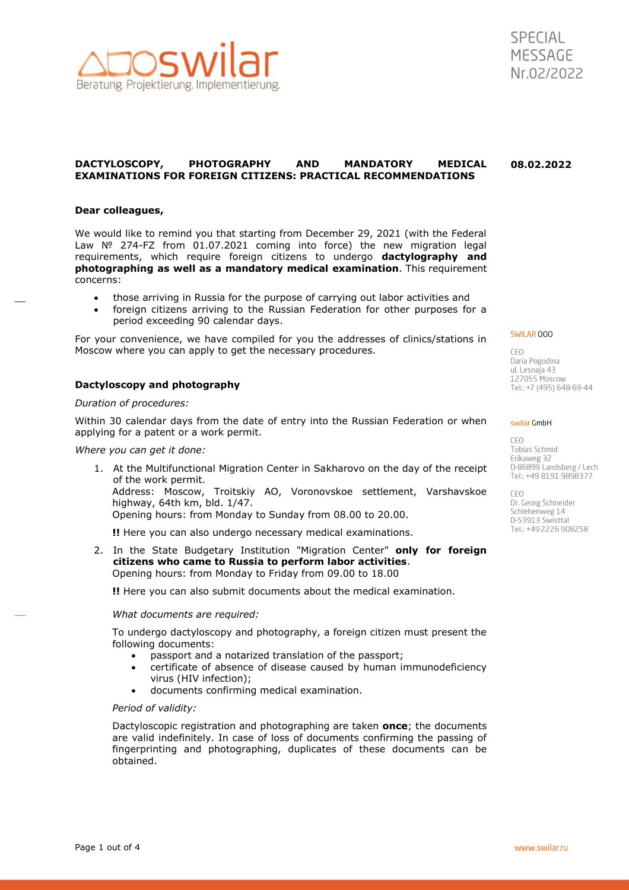SPECIAL MESSAGE Nr.02/2022

**DACTYLOSCOPY, PHOTOGRAPHY AND MANDATORY MEDICAL EXAMINATIONS FOR FOREIGN CITIZENS: PRACTICAL RECOMMENDATIONS**

**08.02.2022**

**Dear colleagues,**

We would like to remind you that starting from December 29, 2021 (with the Federal Law № 274-FZ from 01.07.2021 coming into force) the new migration legal requirements, which require foreign citizens to undergo **dactylography and photographing as well as a mandatory medical examination**. This requirement concerns:

- those arriving in Russia for the purpose of carrying out labor activities and
- foreign citizens arriving to the Russian Federation for other purposes for a period exceeding 90 calendar days.

For your convenience, we have compiled for you the addresses of clinics/stations in Moscow where you can apply to get the necessary procedures.

### Dactyloscopy and photography

*Duration of procedures:*

Within 30 calendar days from the date of entry into the Russian Federation or when applying for a patent or a work permit.

*Where you can get it done:*

1. At the Multifunctional Migration Center in Sakharovo on the day of the receipt of the work permit.
   Address: Moscow, Troitskiy AO, Voronovskoe settlement, Varshavskoe highway, 64th km, bld. 1/47.
   Opening hours: from Monday to Sunday from 08.00 to 20.00.

   **!!** Here you can also undergo necessary medical examinations.

2. In the State Budgetary Institution "Migration Center" **only for foreign citizens who came to Russia to perform labor activities**.
   Opening hours: from Monday to Friday from 09.00 to 18.00

   **!!** Here you can also submit documents about the medical examination.

*What documents are required:*

To undergo dactyloscopy and photography, a foreign citizen must present the following documents:

- passport and a notarized translation of the passport;
- certificate of absence of disease caused by human immunodeficiency virus (HIV infection);
- documents confirming medical examination.

*Period of validity:*

Dactyloscopic registration and photographing are taken **once**; the documents are valid indefinitely. In case of loss of documents confirming the passing of fingerprinting and photographing, duplicates of these documents can be obtained.

SWILAR OOO
CEO
Daria Pogodina
ul. Lesnaja 43
127055 Moscow
Tel.: +7 (495) 648-69-44

swilar GmbH
CEO
Tobias Schmid
Erikaweg 32
D-86899 Landsberg / Lech
Tel.: +49 8191 9898377

CEO
Dr. Georg Schneider
Schlehenweg 14
D-53913 Swisttal
Tel.: +49 2226 908258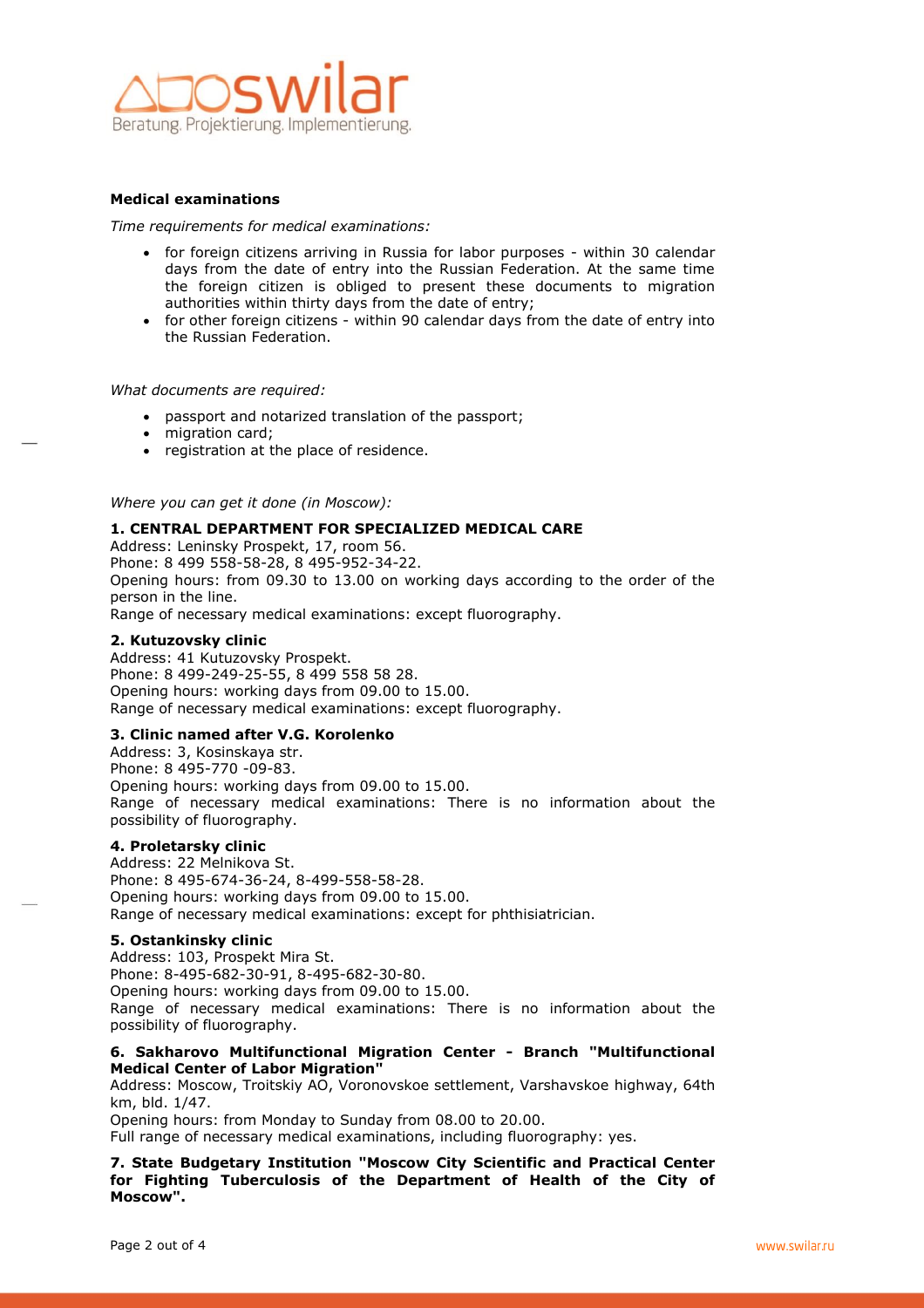**Medical examinations**

*Time requirements for medical examinations:*

- for foreign citizens arriving in Russia for labor purposes - within 30 calendar days from the date of entry into the Russian Federation. At the same time the foreign citizen is obliged to present these documents to migration authorities within thirty days from the date of entry;
- for other foreign citizens - within 90 calendar days from the date of entry into the Russian Federation.

*What documents are required:*

- passport and notarized translation of the passport;
- migration card;
- registration at the place of residence.

*Where you can get it done (in Moscow):*

**1. CENTRAL DEPARTMENT FOR SPECIALIZED MEDICAL CARE**

Address: Leninsky Prospekt, 17, room 56.
Phone: 8 499 558-58-28, 8 495-952-34-22.
Opening hours: from 09.30 to 13.00 on working days according to the order of the person in the line.
Range of necessary medical examinations: except fluorography.

**2. Kutuzovsky clinic**

Address: 41 Kutuzovsky Prospekt.
Phone: 8 499-249-25-55, 8 499 558 58 28.
Opening hours: working days from 09.00 to 15.00.
Range of necessary medical examinations: except fluorography.

**3. Clinic named after V.G. Korolenko**

Address: 3, Kosinskaya str.
Phone: 8 495-770 -09-83.
Opening hours: working days from 09.00 to 15.00.
Range of necessary medical examinations: There is no information about the possibility of fluorography.

**4. Proletarsky clinic**

Address: 22 Melnikova St.
Phone: 8 495-674-36-24, 8-499-558-58-28.
Opening hours: working days from 09.00 to 15.00.
Range of necessary medical examinations: except for phthisiatrician.

**5. Ostankinsky clinic**

Address: 103, Prospekt Mira St.
Phone: 8-495-682-30-91, 8-495-682-30-80.
Opening hours: working days from 09.00 to 15.00.
Range of necessary medical examinations: There is no information about the possibility of fluorography.

**6. Sakharovo Multifunctional Migration Center - Branch "Multifunctional Medical Center of Labor Migration"**

Address: Moscow, Troitskiy AO, Voronovskoe settlement, Varshavskoe highway, 64th km, bld. 1/47.
Opening hours: from Monday to Sunday from 08.00 to 20.00.
Full range of necessary medical examinations, including fluorography: yes.

**7. State Budgetary Institution "Moscow City Scientific and Practical Center for Fighting Tuberculosis of the Department of Health of the City of Moscow".**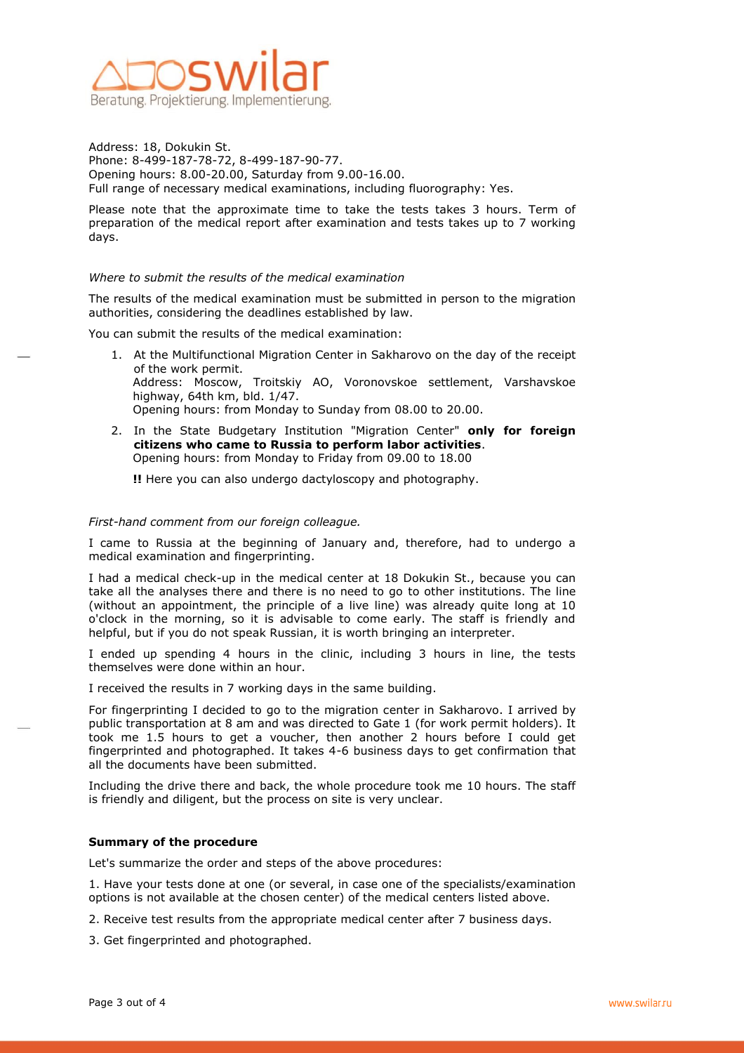Address: 18, Dokukin St.
Phone: 8-499-187-78-72, 8-499-187-90-77.
Opening hours: 8.00-20.00, Saturday from 9.00-16.00.
Full range of necessary medical examinations, including fluorography: Yes.

Please note that the approximate time to take the tests takes 3 hours. Term of preparation of the medical report after examination and tests takes up to 7 working days.

*Where to submit the results of the medical examination*

The results of the medical examination must be submitted in person to the migration authorities, considering the deadlines established by law.

You can submit the results of the medical examination:

1. At the Multifunctional Migration Center in Sakharovo on the day of the receipt of the work permit.
   Address: Moscow, Troitskiy AO, Voronovskoe settlement, Varshavskoe highway, 64th km, bld. 1/47.
   Opening hours: from Monday to Sunday from 08.00 to 20.00.
2. In the State Budgetary Institution "Migration Center" **only for foreign citizens who came to Russia to perform labor activities**.
   Opening hours: from Monday to Friday from 09.00 to 18.00

   **!!** Here you can also undergo dactyloscopy and photography.

*First-hand comment from our foreign colleague.*

I came to Russia at the beginning of January and, therefore, had to undergo a medical examination and fingerprinting.

I had a medical check-up in the medical center at 18 Dokukin St., because you can take all the analyses there and there is no need to go to other institutions. The line (without an appointment, the principle of a live line) was already quite long at 10 o'clock in the morning, so it is advisable to come early. The staff is friendly and helpful, but if you do not speak Russian, it is worth bringing an interpreter.

I ended up spending 4 hours in the clinic, including 3 hours in line, the tests themselves were done within an hour.

I received the results in 7 working days in the same building.

For fingerprinting I decided to go to the migration center in Sakharovo. I arrived by public transportation at 8 am and was directed to Gate 1 (for work permit holders). It took me 1.5 hours to get a voucher, then another 2 hours before I could get fingerprinted and photographed. It takes 4-6 business days to get confirmation that all the documents have been submitted.

Including the drive there and back, the whole procedure took me 10 hours. The staff is friendly and diligent, but the process on site is very unclear.

**Summary of the procedure**

Let's summarize the order and steps of the above procedures:

1. Have your tests done at one (or several, in case one of the specialists/examination options is not available at the chosen center) of the medical centers listed above.

2. Receive test results from the appropriate medical center after 7 business days.

3. Get fingerprinted and photographed.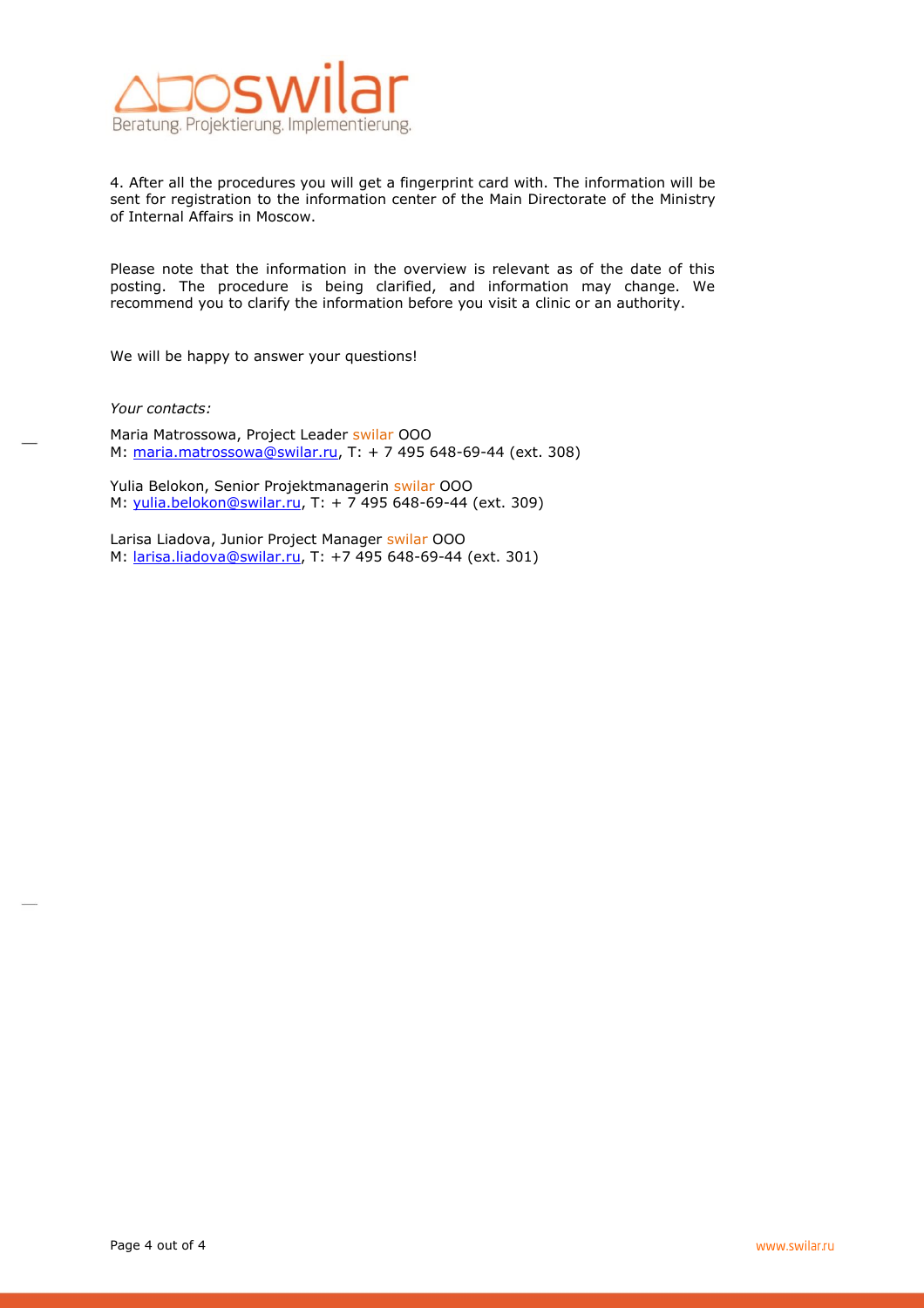4. After all the procedures you will get a fingerprint card with. The information will be sent for registration to the information center of the Main Directorate of the Ministry of Internal Affairs in Moscow.

Please note that the information in the overview is relevant as of the date of this posting. The procedure is being clarified, and information may change. We recommend you to clarify the information before you visit a clinic or an authority.

We will be happy to answer your questions!

*Your contacts:*

Maria Matrossowa, Project Leader swilar OOO
M: maria.matrossowa@swilar.ru, T: + 7 495 648-69-44 (ext. 308)

Yulia Belokon, Senior Projektmanagerin swilar OOO
M: yulia.belokon@swilar.ru, T: + 7 495 648-69-44 (ext. 309)

Larisa Liadova, Junior Project Manager swilar OOO
M: larisa.liadova@swilar.ru, T: +7 495 648-69-44 (ext. 301)